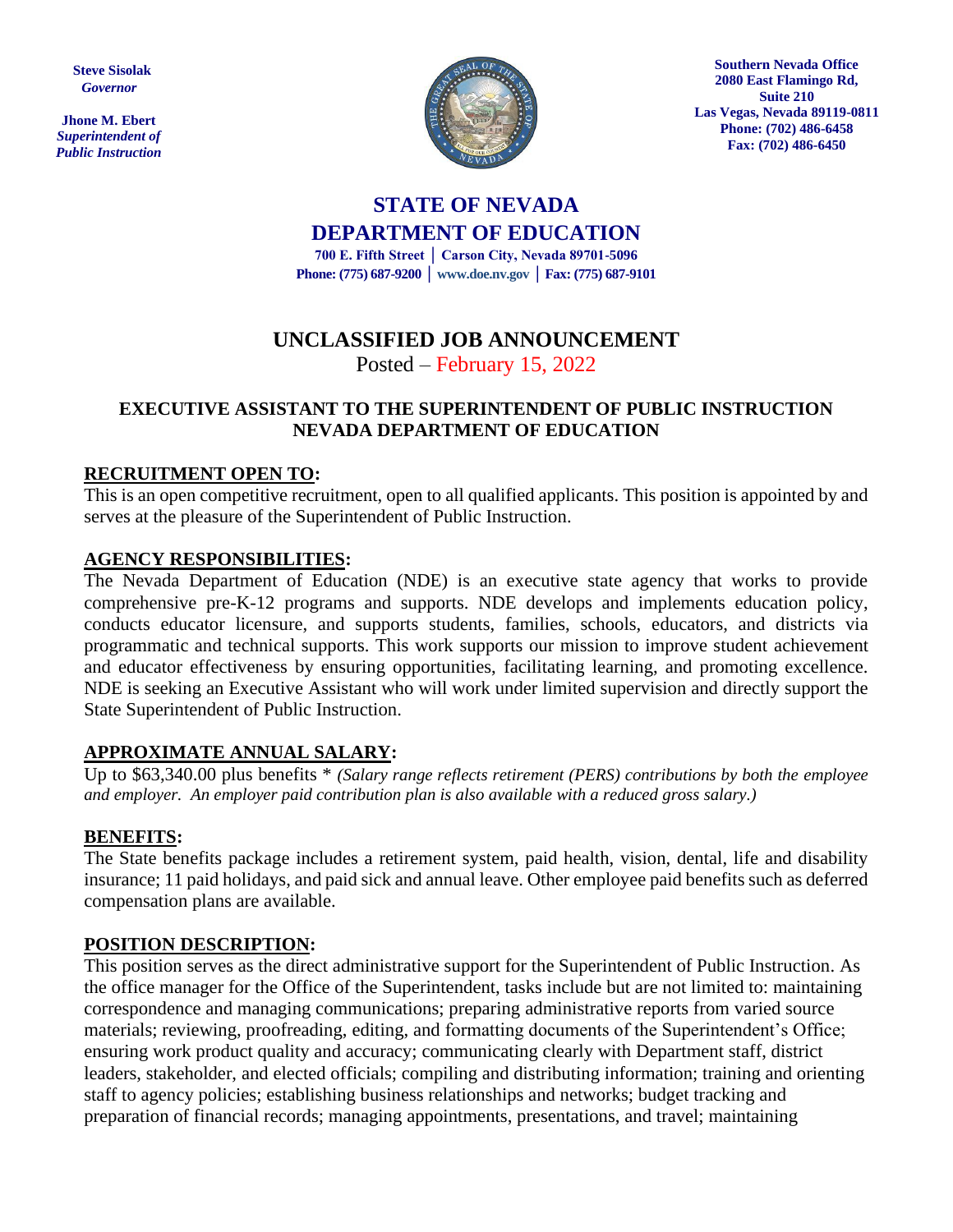**Steve Sisolak**
*Governor*

**Jhone M. Ebert**
*Superintendent of Public Instruction*

**Southern Nevada Office**
**2080 East Flamingo Rd, Suite 210**
**Las Vegas, Nevada 89119-0811**
**Phone: (702) 486-6458**
**Fax: (702) 486-6450**

# STATE OF NEVADA
# DEPARTMENT OF EDUCATION

**700 E. Fifth Street | Carson City, Nevada 89701-5096**
**Phone: (775) 687-9200 | www.doe.nv.gov | Fax: (775) 687-9101**

## UNCLASSIFIED JOB ANNOUNCEMENT

Posted – February 15, 2022

### EXECUTIVE ASSISTANT TO THE SUPERINTENDENT OF PUBLIC INSTRUCTION
### NEVADA DEPARTMENT OF EDUCATION

**RECRUITMENT OPEN TO:**

This is an open competitive recruitment, open to all qualified applicants. This position is appointed by and serves at the pleasure of the Superintendent of Public Instruction.

**AGENCY RESPONSIBILITIES:**

The Nevada Department of Education (NDE) is an executive state agency that works to provide comprehensive pre-K-12 programs and supports. NDE develops and implements education policy, conducts educator licensure, and supports students, families, schools, educators, and districts via programmatic and technical supports. This work supports our mission to improve student achievement and educator effectiveness by ensuring opportunities, facilitating learning, and promoting excellence. NDE is seeking an Executive Assistant who will work under limited supervision and directly support the State Superintendent of Public Instruction.

**APPROXIMATE ANNUAL SALARY:**

Up to $63,340.00 plus benefits * *(Salary range reflects retirement (PERS) contributions by both the employee and employer. An employer paid contribution plan is also available with a reduced gross salary.)*

**BENEFITS:**

The State benefits package includes a retirement system, paid health, vision, dental, life and disability insurance; 11 paid holidays, and paid sick and annual leave. Other employee paid benefits such as deferred compensation plans are available.

**POSITION DESCRIPTION:**

This position serves as the direct administrative support for the Superintendent of Public Instruction. As the office manager for the Office of the Superintendent, tasks include but are not limited to: maintaining correspondence and managing communications; preparing administrative reports from varied source materials; reviewing, proofreading, editing, and formatting documents of the Superintendent's Office; ensuring work product quality and accuracy; communicating clearly with Department staff, district leaders, stakeholder, and elected officials; compiling and distributing information; training and orienting staff to agency policies; establishing business relationships and networks; budget tracking and preparation of financial records; managing appointments, presentations, and travel; maintaining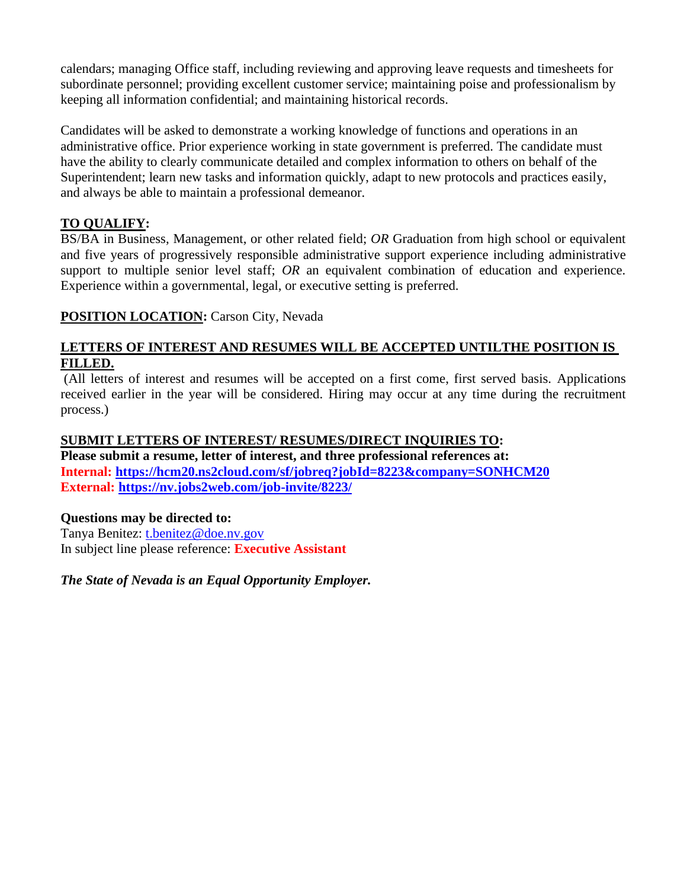calendars; managing Office staff, including reviewing and approving leave requests and timesheets for subordinate personnel; providing excellent customer service; maintaining poise and professionalism by keeping all information confidential; and maintaining historical records.

Candidates will be asked to demonstrate a working knowledge of functions and operations in an administrative office. Prior experience working in state government is preferred. The candidate must have the ability to clearly communicate detailed and complex information to others on behalf of the Superintendent; learn new tasks and information quickly, adapt to new protocols and practices easily, and always be able to maintain a professional demeanor.

**TO QUALIFY:**
BS/BA in Business, Management, or other related field; *OR* Graduation from high school or equivalent and five years of progressively responsible administrative support experience including administrative support to multiple senior level staff; *OR* an equivalent combination of education and experience. Experience within a governmental, legal, or executive setting is preferred.

**POSITION LOCATION:** Carson City, Nevada

**LETTERS OF INTEREST AND RESUMES WILL BE ACCEPTED UNTILTHE POSITION IS FILLED.**
(All letters of interest and resumes will be accepted on a first come, first served basis. Applications received earlier in the year will be considered. Hiring may occur at any time during the recruitment process.)

**SUBMIT LETTERS OF INTEREST/ RESUMES/DIRECT INQUIRIES TO:**
**Please submit a resume, letter of interest, and three professional references at:**
**Internal: https://hcm20.ns2cloud.com/sf/jobreq?jobId=8223&company=SONHCM20**
**External: https://nv.jobs2web.com/job-invite/8223/**

**Questions may be directed to:**
Tanya Benitez: t.benitez@doe.nv.gov
In subject line please reference: **Executive Assistant**

***The State of Nevada is an Equal Opportunity Employer.***